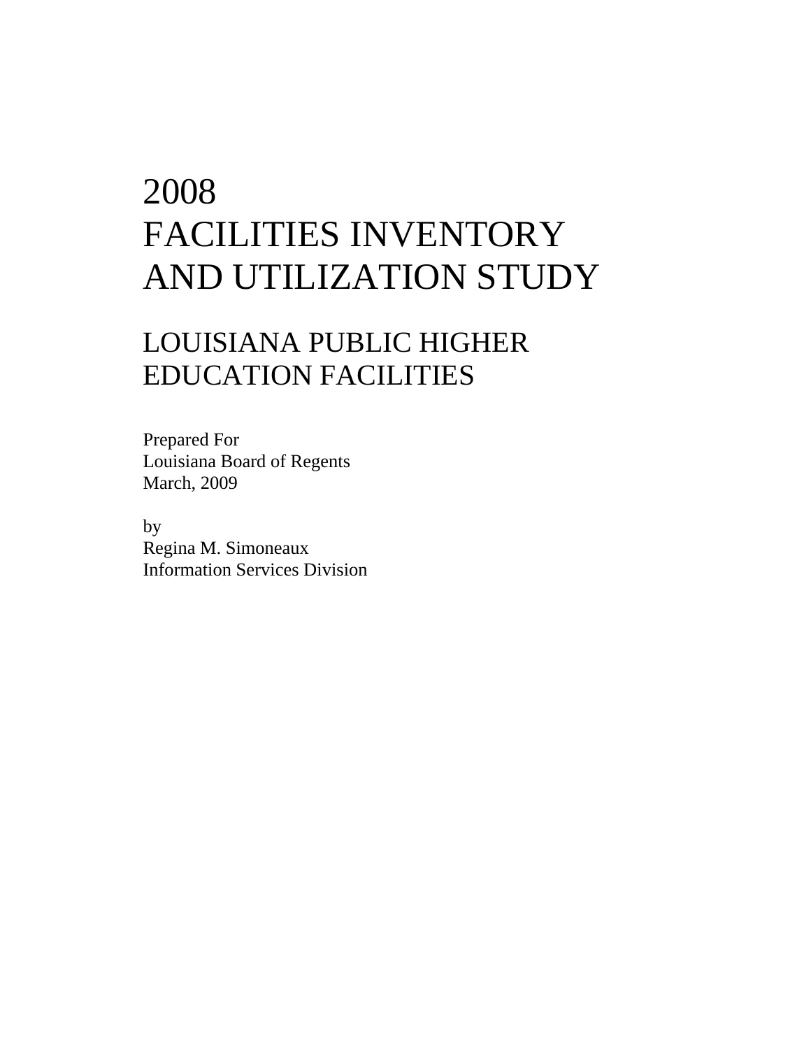# 2008
# FACILITIES INVENTORY AND UTILIZATION STUDY

## LOUISIANA PUBLIC HIGHER EDUCATION FACILITIES

Prepared For
Louisiana Board of Regents
March, 2009

by
Regina M. Simoneaux
Information Services Division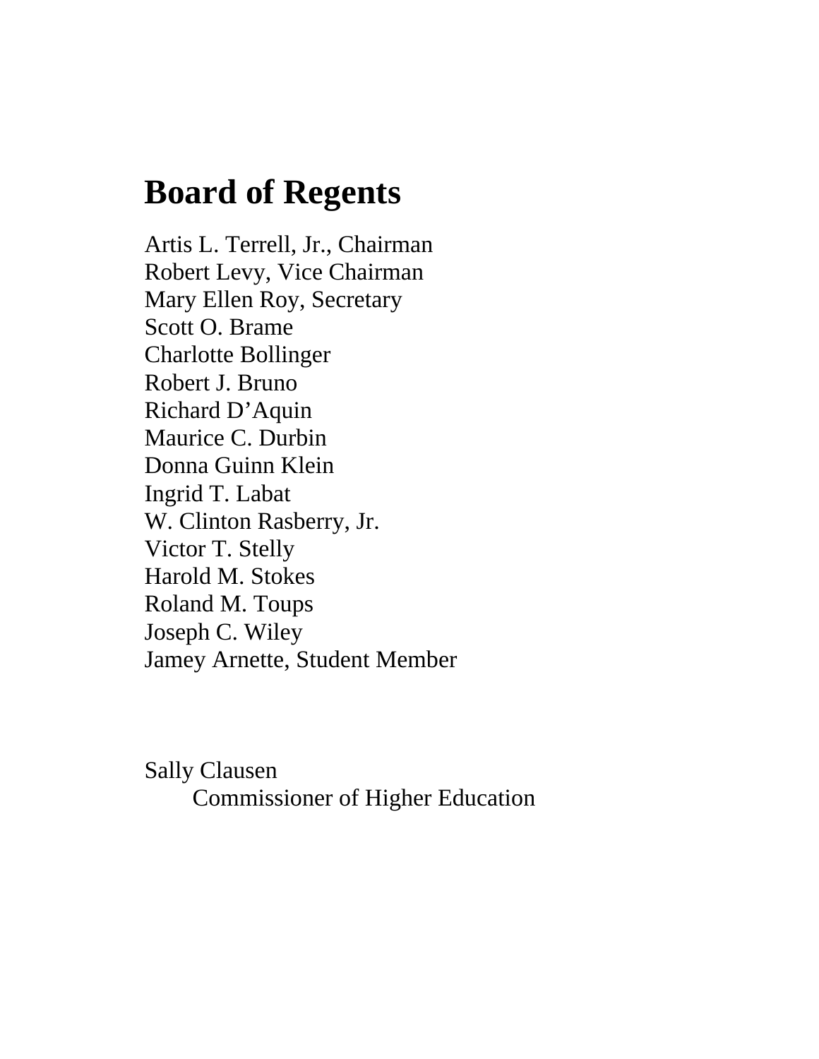# Board of Regents

Artis L. Terrell, Jr., Chairman
Robert Levy, Vice Chairman
Mary Ellen Roy, Secretary
Scott O. Brame
Charlotte Bollinger
Robert J. Bruno
Richard D'Aquin
Maurice C. Durbin
Donna Guinn Klein
Ingrid T. Labat
W. Clinton Rasberry, Jr.
Victor T. Stelly
Harold M. Stokes
Roland M. Toups
Joseph C. Wiley
Jamey Arnette, Student Member

Sally Clausen
Commissioner of Higher Education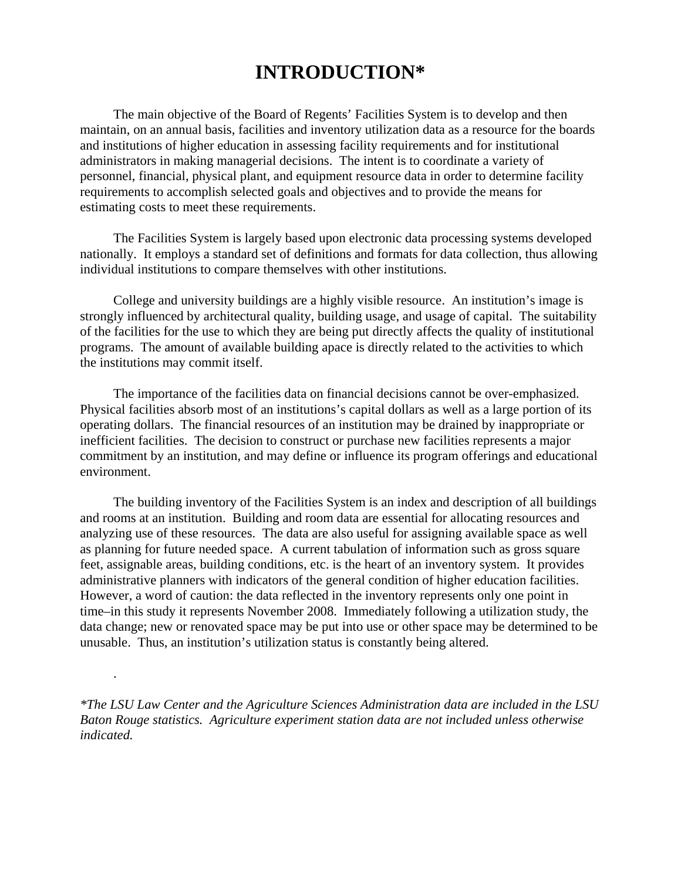# INTRODUCTION*

The main objective of the Board of Regents' Facilities System is to develop and then maintain, on an annual basis, facilities and inventory utilization data as a resource for the boards and institutions of higher education in assessing facility requirements and for institutional administrators in making managerial decisions. The intent is to coordinate a variety of personnel, financial, physical plant, and equipment resource data in order to determine facility requirements to accomplish selected goals and objectives and to provide the means for estimating costs to meet these requirements.

The Facilities System is largely based upon electronic data processing systems developed nationally. It employs a standard set of definitions and formats for data collection, thus allowing individual institutions to compare themselves with other institutions.

College and university buildings are a highly visible resource. An institution's image is strongly influenced by architectural quality, building usage, and usage of capital. The suitability of the facilities for the use to which they are being put directly affects the quality of institutional programs. The amount of available building apace is directly related to the activities to which the institutions may commit itself.

The importance of the facilities data on financial decisions cannot be over-emphasized. Physical facilities absorb most of an institutions's capital dollars as well as a large portion of its operating dollars. The financial resources of an institution may be drained by inappropriate or inefficient facilities. The decision to construct or purchase new facilities represents a major commitment by an institution, and may define or influence its program offerings and educational environment.

The building inventory of the Facilities System is an index and description of all buildings and rooms at an institution. Building and room data are essential for allocating resources and analyzing use of these resources. The data are also useful for assigning available space as well as planning for future needed space. A current tabulation of information such as gross square feet, assignable areas, building conditions, etc. is the heart of an inventory system. It provides administrative planners with indicators of the general condition of higher education facilities. However, a word of caution: the data reflected in the inventory represents only one point in time–in this study it represents November 2008. Immediately following a utilization study, the data change; new or renovated space may be put into use or other space may be determined to be unusable. Thus, an institution's utilization status is constantly being altered.

.

*\*The LSU Law Center and the Agriculture Sciences Administration data are included in the LSU Baton Rouge statistics. Agriculture experiment station data are not included unless otherwise indicated.*